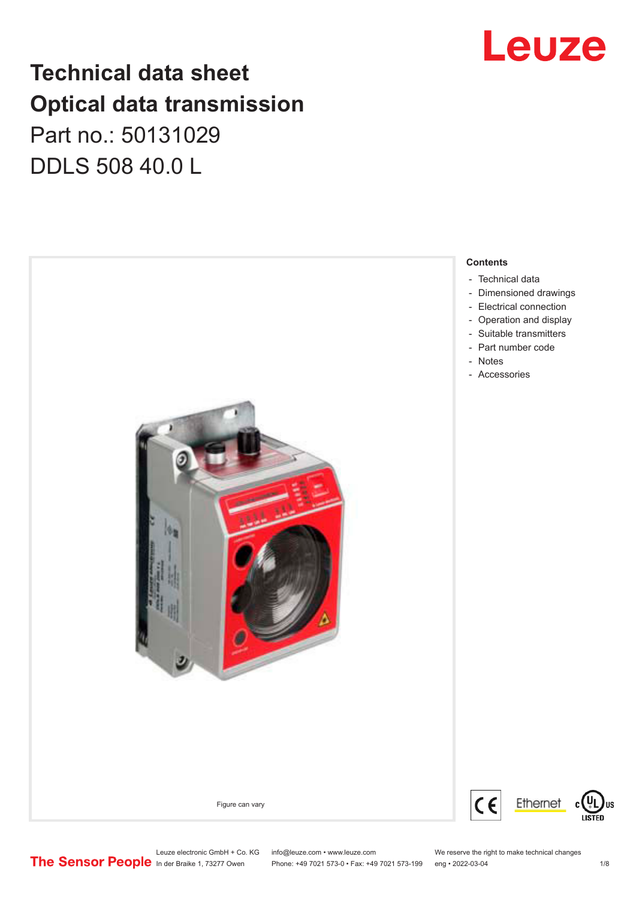# Technical data sheet
# Optical data transmission

Part no.: 50131029

DDLS 508 40.0 L

Figure can vary

**Contents**

- Technical data
- Dimensioned drawings
- Electrical connection
- Operation and display
- Suitable transmitters
- Part number code
- Notes
- Accessories

Leuze electronic GmbH + Co. KG
In der Braike 1, 73277 Owen

info@leuze.com • www.leuze.com
Phone: +49 7021 573-0 • Fax: +49 7021 573-199

We reserve the right to make technical changes
eng • 2022-03-04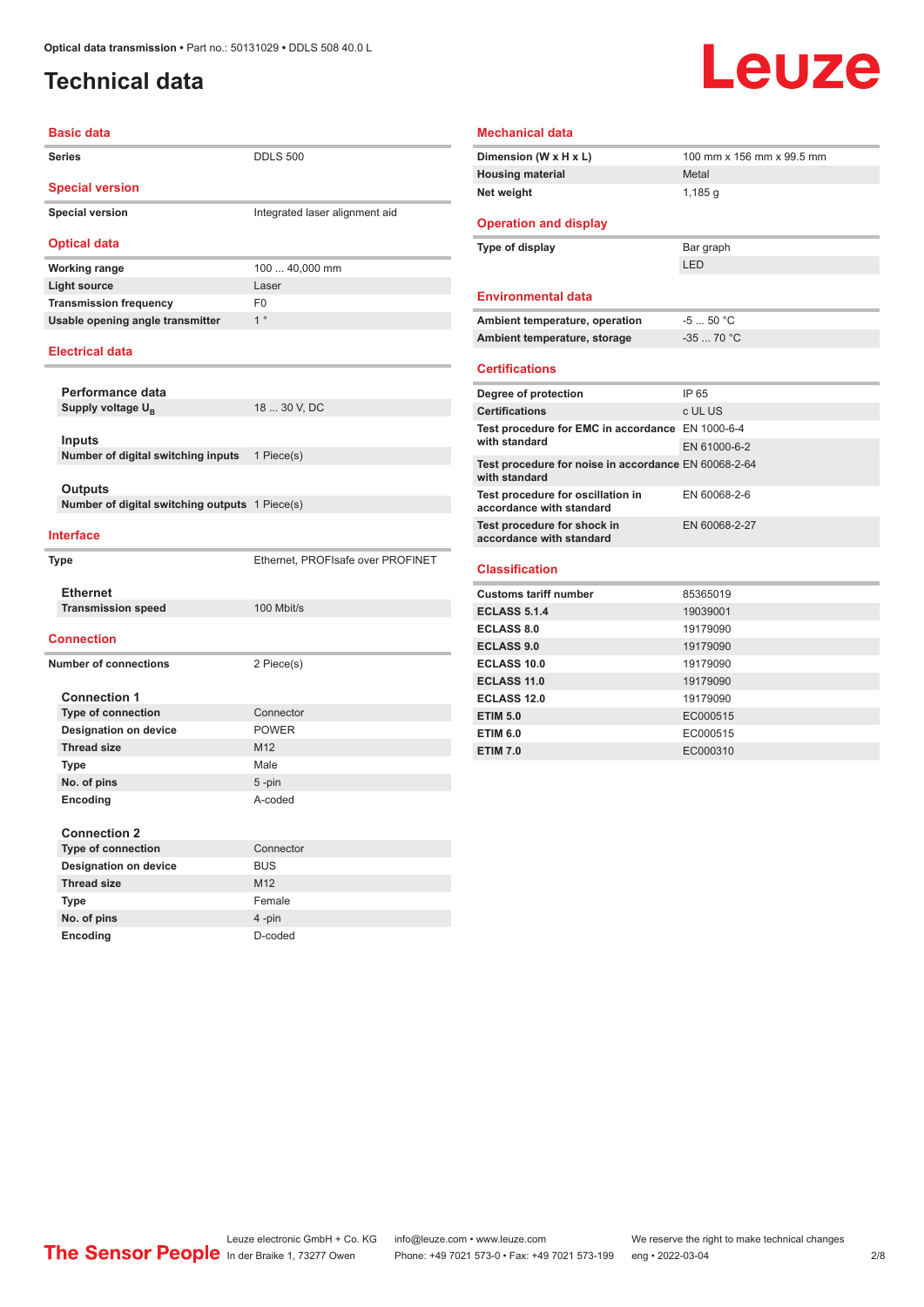# Technical data

## Basic data

| | |
|---|---|
| **Series** | DDLS 500 |

## Special version

| | |
|---|---|
| **Special version** | Integrated laser alignment aid |

## Optical data

| | |
|---|---|
| **Working range** | 100 ... 40,000 mm |
| **Light source** | Laser |
| **Transmission frequency** | F0 |
| **Usable opening angle transmitter** | 1 ° |

## Electrical data

### Performance data

| | |
|---|---|
| **Supply voltage $U_B$** | 18 ... 30 V, DC |

### Inputs

| | |
|---|---|
| **Number of digital switching inputs** | 1 Piece(s) |

### Outputs

| | |
|---|---|
| **Number of digital switching outputs** | 1 Piece(s) |

## Interface

| | |
|---|---|
| **Type** | Ethernet, PROFIsafe over PROFINET |

### Ethernet

| | |
|---|---|
| **Transmission speed** | 100 Mbit/s |

## Connection

| | |
|---|---|
| **Number of connections** | 2 Piece(s) |

### Connection 1

| | |
|---|---|
| **Type of connection** | Connector |
| **Designation on device** | POWER |
| **Thread size** | M12 |
| **Type** | Male |
| **No. of pins** | 5 -pin |
| **Encoding** | A-coded |

### Connection 2

| | |
|---|---|
| **Type of connection** | Connector |
| **Designation on device** | BUS |
| **Thread size** | M12 |
| **Type** | Female |
| **No. of pins** | 4 -pin |
| **Encoding** | D-coded |

## Mechanical data

| | |
|---|---|
| **Dimension (W x H x L)** | 100 mm x 156 mm x 99.5 mm |
| **Housing material** | Metal |
| **Net weight** | 1,185 g |

## Operation and display

| | |
|---|---|
| **Type of display** | Bar graph |
| | LED |

## Environmental data

| | |
|---|---|
| **Ambient temperature, operation** | -5 ... 50 °C |
| **Ambient temperature, storage** | -35 ... 70 °C |

## Certifications

| | |
|---|---|
| **Degree of protection** | IP 65 |
| **Certifications** | c UL US |
| **Test procedure for EMC in accordance with standard** | EN 1000-6-4 |
| | EN 61000-6-2 |
| **Test procedure for noise in accordance with standard** | EN 60068-2-64 |
| **Test procedure for oscillation in accordance with standard** | EN 60068-2-6 |
| **Test procedure for shock in accordance with standard** | EN 60068-2-27 |

## Classification

| | |
|---|---|
| **Customs tariff number** | 85365019 |
| **ECLASS 5.1.4** | 19039001 |
| **ECLASS 8.0** | 19179090 |
| **ECLASS 9.0** | 19179090 |
| **ECLASS 10.0** | 19179090 |
| **ECLASS 11.0** | 19179090 |
| **ECLASS 12.0** | 19179090 |
| **ETIM 5.0** | EC000515 |
| **ETIM 6.0** | EC000515 |
| **ETIM 7.0** | EC000310 |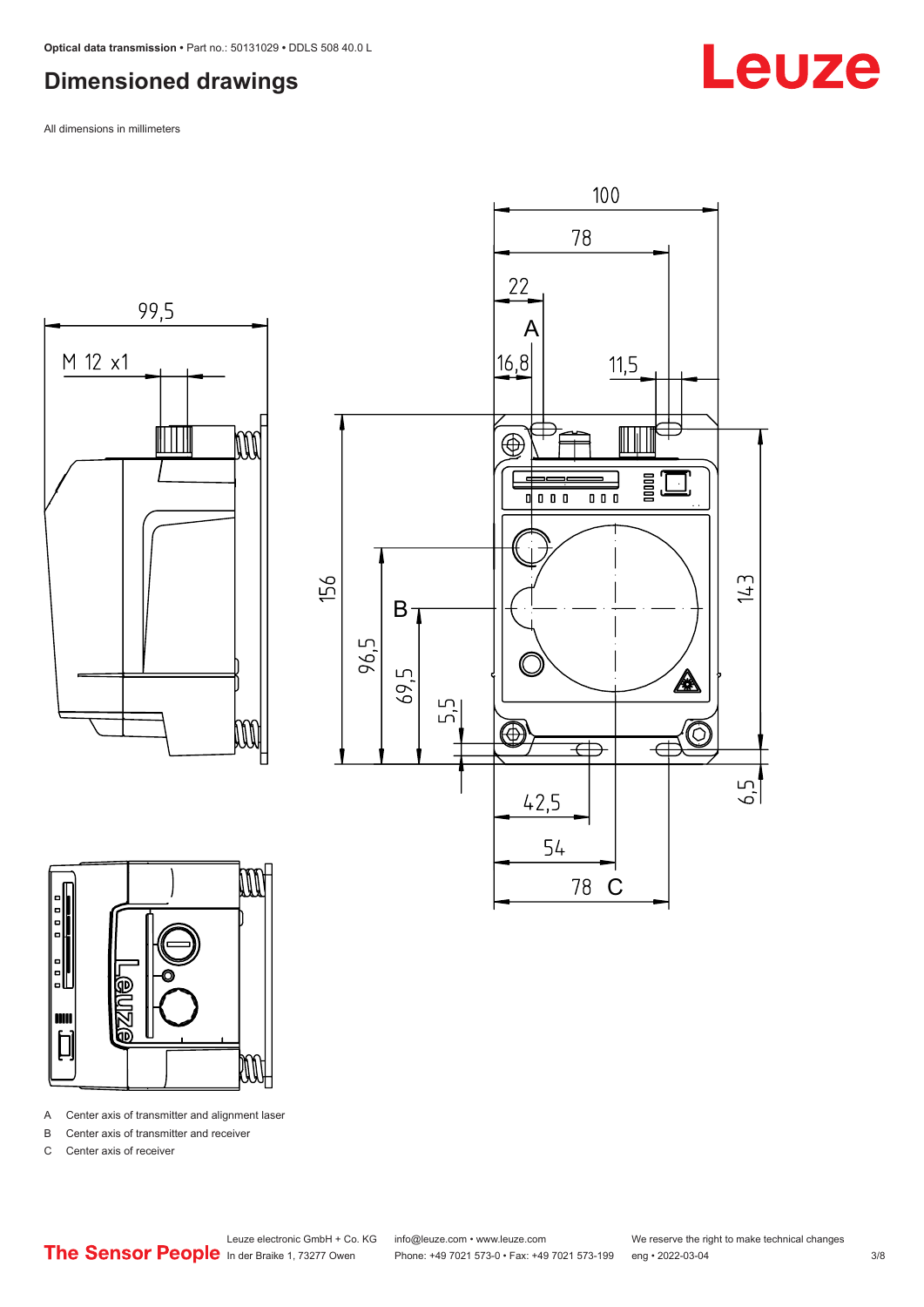## Dimensioned drawings

All dimensions in millimeters

A Center axis of transmitter and alignment laser

B Center axis of transmitter and receiver

C Center axis of receiver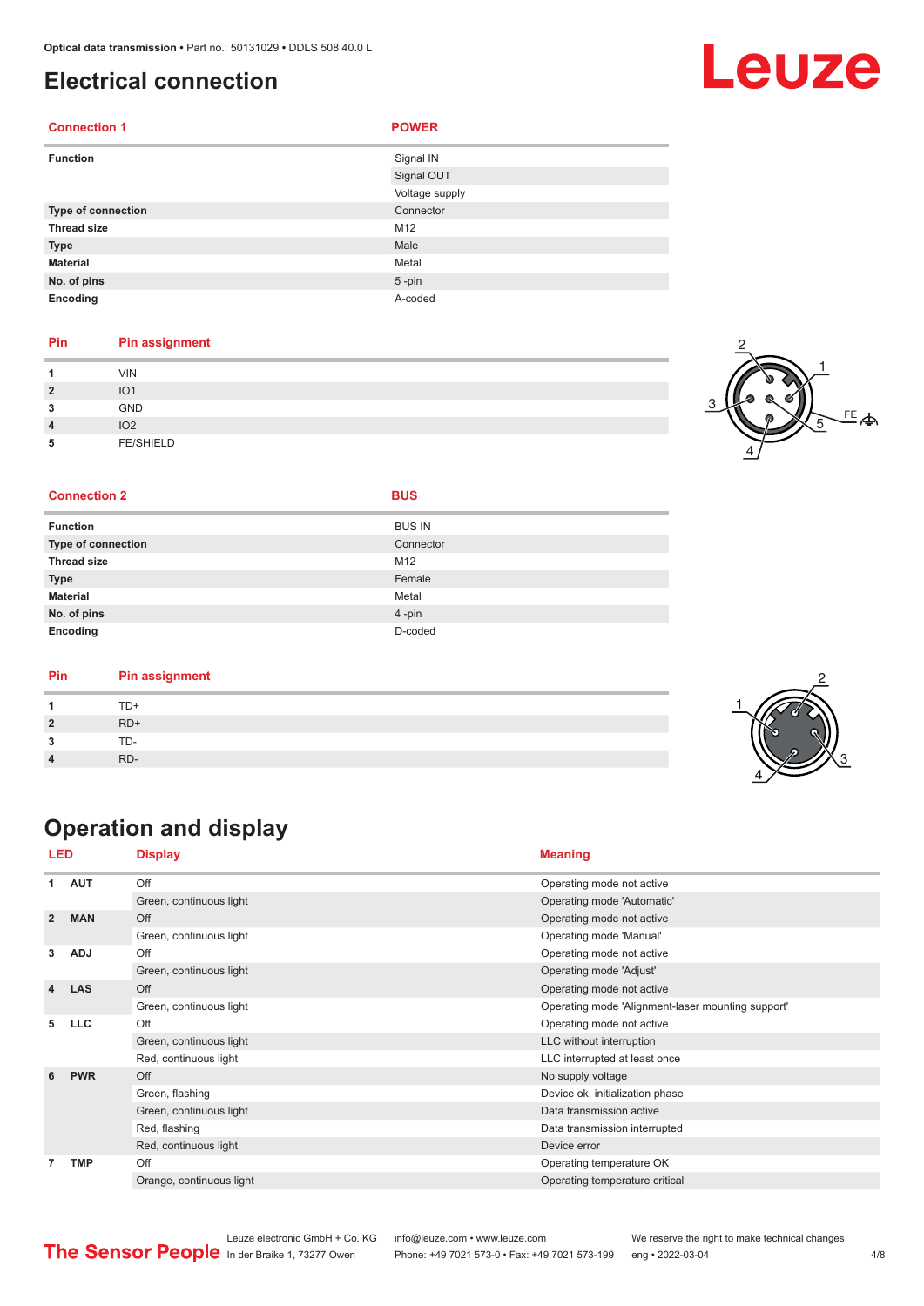# Electrical connection

| Connection 1 | POWER |
|---|---|
| **Function** | Signal IN |
| | Signal OUT |
| | Voltage supply |
| **Type of connection** | Connector |
| **Thread size** | M12 |
| **Type** | Male |
| **Material** | Metal |
| **No. of pins** | 5 -pin |
| **Encoding** | A-coded |

| Pin | Pin assignment |
|---|---|
| 1 | VIN |
| 2 | IO1 |
| 3 | GND |
| 4 | IO2 |
| 5 | FE/SHIELD |

| Connection 2 | BUS |
|---|---|
| **Function** | BUS IN |
| **Type of connection** | Connector |
| **Thread size** | M12 |
| **Type** | Female |
| **Material** | Metal |
| **No. of pins** | 4 -pin |
| **Encoding** | D-coded |

| Pin | Pin assignment |
|---|---|
| 1 | TD+ |
| 2 | RD+ |
| 3 | TD- |
| 4 | RD- |

# Operation and display

| LED | | Display | Meaning |
|---|---|---|---|
| 1 | AUT | Off | Operating mode not active |
| | | Green, continuous light | Operating mode 'Automatic' |
| 2 | MAN | Off | Operating mode not active |
| | | Green, continuous light | Operating mode 'Manual' |
| 3 | ADJ | Off | Operating mode not active |
| | | Green, continuous light | Operating mode 'Adjust' |
| 4 | LAS | Off | Operating mode not active |
| | | Green, continuous light | Operating mode 'Alignment-laser mounting support' |
| 5 | LLC | Off | Operating mode not active |
| | | Green, continuous light | LLC without interruption |
| | | Red, continuous light | LLC interrupted at least once |
| 6 | PWR | Off | No supply voltage |
| | | Green, flashing | Device ok, initialization phase |
| | | Green, continuous light | Data transmission active |
| | | Red, flashing | Data transmission interrupted |
| | | Red, continuous light | Device error |
| 7 | TMP | Off | Operating temperature OK |
| | | Orange, continuous light | Operating temperature critical |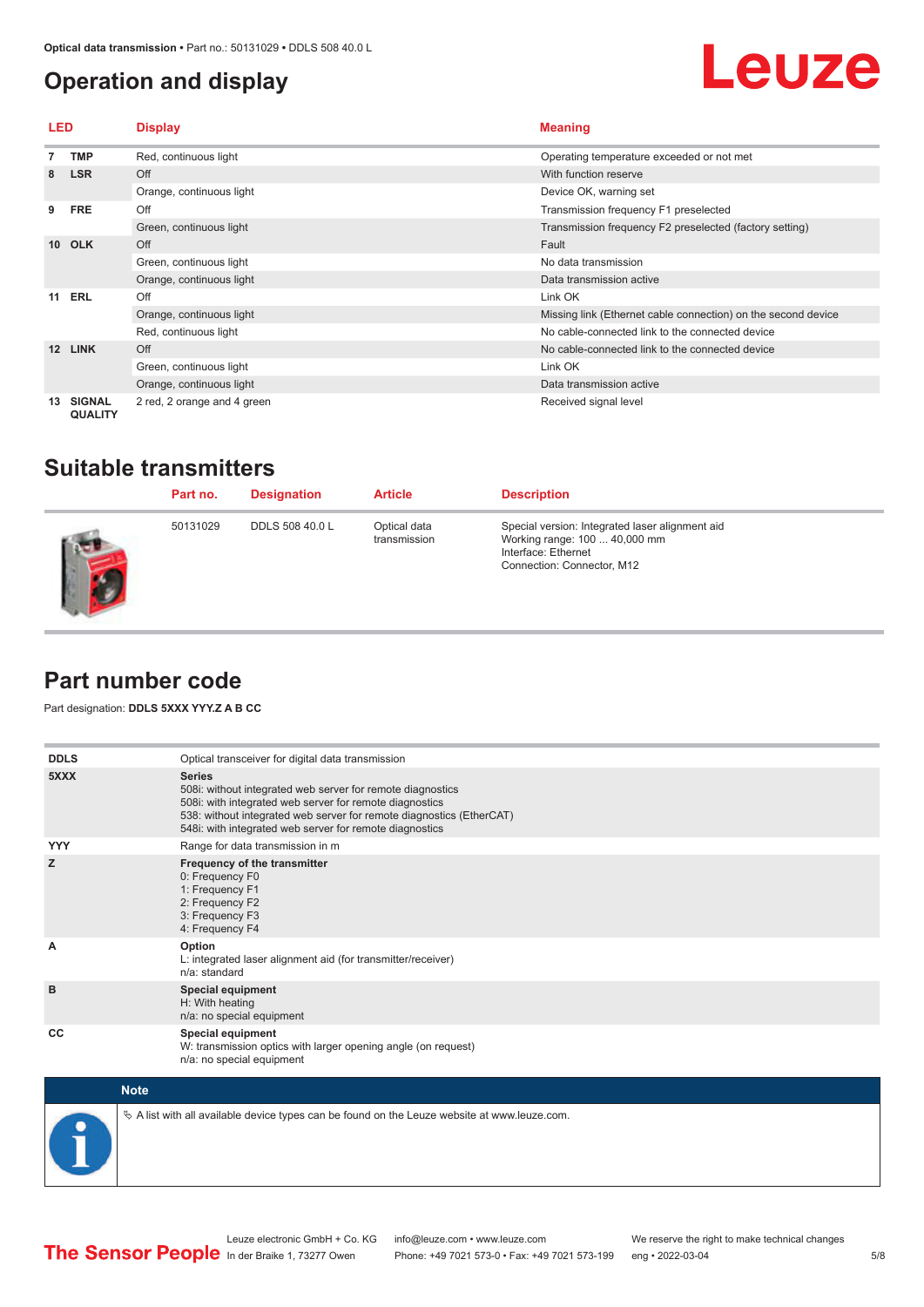## Operation and display

| LED | | Display | Meaning |
|---|---|---|---|
| 7 | TMP | Red, continuous light | Operating temperature exceeded or not met |
| 8 | LSR | Off | With function reserve |
| | | Orange, continuous light | Device OK, warning set |
| 9 | FRE | Off | Transmission frequency F1 preselected |
| | | Green, continuous light | Transmission frequency F2 preselected (factory setting) |
| 10 | OLK | Off | Fault |
| | | Green, continuous light | No data transmission |
| | | Orange, continuous light | Data transmission active |
| 11 | ERL | Off | Link OK |
| | | Orange, continuous light | Missing link (Ethernet cable connection) on the second device |
| | | Red, continuous light | No cable-connected link to the connected device |
| 12 | LINK | Off | No cable-connected link to the connected device |
| | | Green, continuous light | Link OK |
| | | Orange, continuous light | Data transmission active |
| 13 | SIGNAL QUALITY | 2 red, 2 orange and 4 green | Received signal level |

## Suitable transmitters

| Part no. | Designation | Article | Description |
|---|---|---|---|
| 50131029 | DDLS 508 40.0 L | Optical data transmission | Special version: Integrated laser alignment aid<br>Working range: 100 ... 40,000 mm<br>Interface: Ethernet<br>Connection: Connector, M12 |

## Part number code

Part designation: **DDLS 5XXX YYY.Z A B CC**

| | |
|---|---|
| **DDLS** | Optical transceiver for digital data transmission |
| **5XXX** | **Series**<br>508i: without integrated web server for remote diagnostics<br>508i: with integrated web server for remote diagnostics<br>538: without integrated web server for remote diagnostics (EtherCAT)<br>548i: with integrated web server for remote diagnostics |
| **YYY** | Range for data transmission in m |
| **Z** | **Frequency of the transmitter**<br>0: Frequency F0<br>1: Frequency F1<br>2: Frequency F2<br>3: Frequency F3<br>4: Frequency F4 |
| **A** | **Option**<br>L: integrated laser alignment aid (for transmitter/receiver)<br>n/a: standard |
| **B** | **Special equipment**<br>H: With heating<br>n/a: no special equipment |
| **CC** | **Special equipment**<br>W: transmission optics with larger opening angle (on request)<br>n/a: no special equipment |

**Note**

A list with all available device types can be found on the Leuze website at www.leuze.com.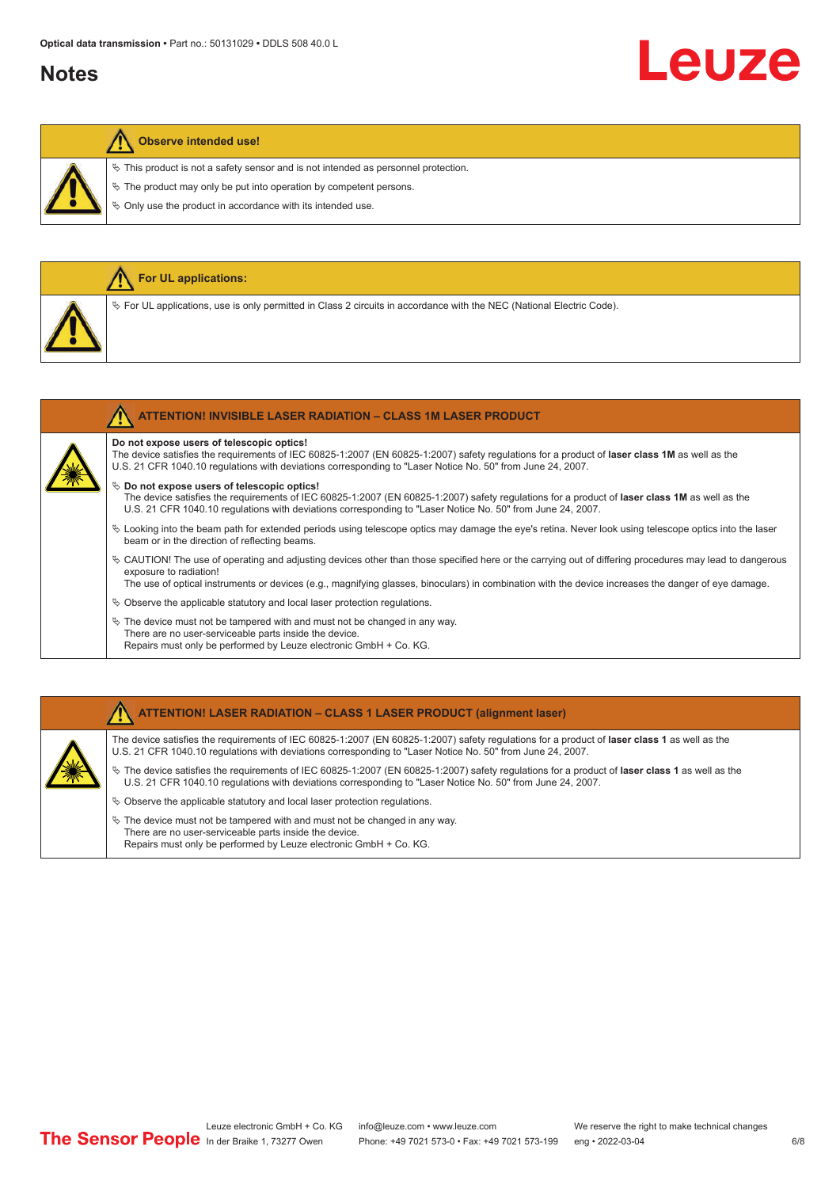## Notes

**Observe intended use!**

- ✎ This product is not a safety sensor and is not intended as personnel protection.
- ✎ The product may only be put into operation by competent persons.
- ✎ Only use the product in accordance with its intended use.

**For UL applications:**

- ✎ For UL applications, use is only permitted in Class 2 circuits in accordance with the NEC (National Electric Code).

**ATTENTION! INVISIBLE LASER RADIATION – CLASS 1M LASER PRODUCT**

**Do not expose users of telescopic optics!**
The device satisfies the requirements of IEC 60825-1:2007 (EN 60825-1:2007) safety regulations for a product of **laser class 1M** as well as the U.S. 21 CFR 1040.10 regulations with deviations corresponding to "Laser Notice No. 50" from June 24, 2007.

- ✎ **Do not expose users of telescopic optics!**
  The device satisfies the requirements of IEC 60825-1:2007 (EN 60825-1:2007) safety regulations for a product of **laser class 1M** as well as the U.S. 21 CFR 1040.10 regulations with deviations corresponding to "Laser Notice No. 50" from June 24, 2007.
- ✎ Looking into the beam path for extended periods using telescope optics may damage the eye's retina. Never look using telescope optics into the laser beam or in the direction of reflecting beams.
- ✎ CAUTION! The use of operating and adjusting devices other than those specified here or the carrying out of differing procedures may lead to dangerous exposure to radiation!
  The use of optical instruments or devices (e.g., magnifying glasses, binoculars) in combination with the device increases the danger of eye damage.
- ✎ Observe the applicable statutory and local laser protection regulations.
- ✎ The device must not be tampered with and must not be changed in any way.
  There are no user-serviceable parts inside the device.
  Repairs must only be performed by Leuze electronic GmbH + Co. KG.

**ATTENTION! LASER RADIATION – CLASS 1 LASER PRODUCT (alignment laser)**

The device satisfies the requirements of IEC 60825-1:2007 (EN 60825-1:2007) safety regulations for a product of **laser class 1** as well as the U.S. 21 CFR 1040.10 regulations with deviations corresponding to "Laser Notice No. 50" from June 24, 2007.

- ✎ The device satisfies the requirements of IEC 60825-1:2007 (EN 60825-1:2007) safety regulations for a product of **laser class 1** as well as the U.S. 21 CFR 1040.10 regulations with deviations corresponding to "Laser Notice No. 50" from June 24, 2007.
- ✎ Observe the applicable statutory and local laser protection regulations.
- ✎ The device must not be tampered with and must not be changed in any way.
  There are no user-serviceable parts inside the device.
  Repairs must only be performed by Leuze electronic GmbH + Co. KG.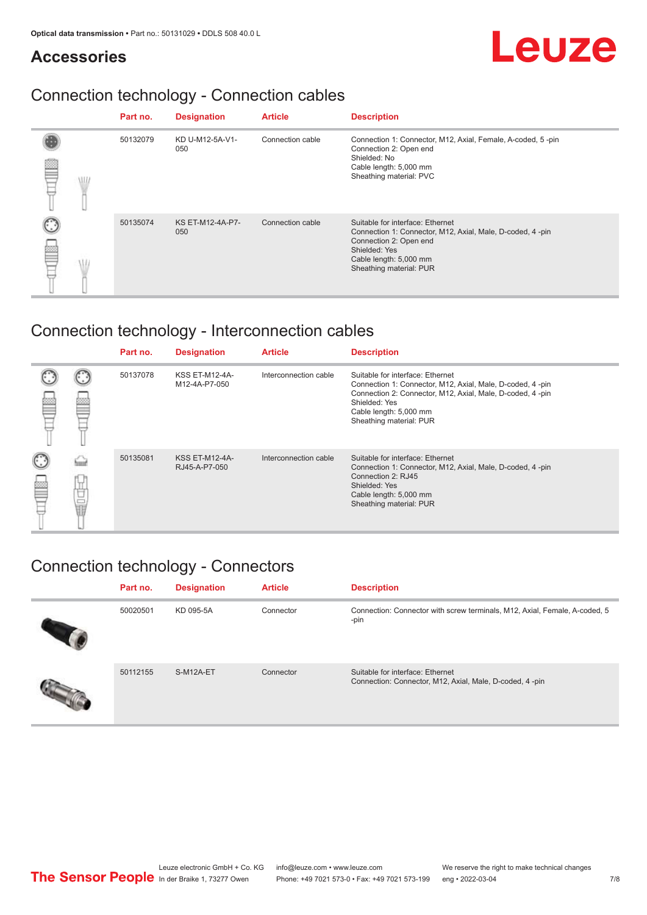# Accessories

## Connection technology - Connection cables

| Part no. | Designation | Article | Description |
|---|---|---|---|
| 50132079 | KD U-M12-5A-V1-050 | Connection cable | Connection 1: Connector, M12, Axial, Female, A-coded, 5 -pin<br>Connection 2: Open end<br>Shielded: No<br>Cable length: 5,000 mm<br>Sheathing material: PVC |
| 50135074 | KS ET-M12-4A-P7-050 | Connection cable | Suitable for interface: Ethernet<br>Connection 1: Connector, M12, Axial, Male, D-coded, 4 -pin<br>Connection 2: Open end<br>Shielded: Yes<br>Cable length: 5,000 mm<br>Sheathing material: PUR |

## Connection technology - Interconnection cables

| Part no. | Designation | Article | Description |
|---|---|---|---|
| 50137078 | KSS ET-M12-4A-M12-4A-P7-050 | Interconnection cable | Suitable for interface: Ethernet<br>Connection 1: Connector, M12, Axial, Male, D-coded, 4 -pin<br>Connection 2: Connector, M12, Axial, Male, D-coded, 4 -pin<br>Shielded: Yes<br>Cable length: 5,000 mm<br>Sheathing material: PUR |
| 50135081 | KSS ET-M12-4A-RJ45-A-P7-050 | Interconnection cable | Suitable for interface: Ethernet<br>Connection 1: Connector, M12, Axial, Male, D-coded, 4 -pin<br>Connection 2: RJ45<br>Shielded: Yes<br>Cable length: 5,000 mm<br>Sheathing material: PUR |

## Connection technology - Connectors

| Part no. | Designation | Article | Description |
|---|---|---|---|
| 50020501 | KD 095-5A | Connector | Connection: Connector with screw terminals, M12, Axial, Female, A-coded, 5 -pin |
| 50112155 | S-M12A-ET | Connector | Suitable for interface: Ethernet<br>Connection: Connector, M12, Axial, Male, D-coded, 4 -pin |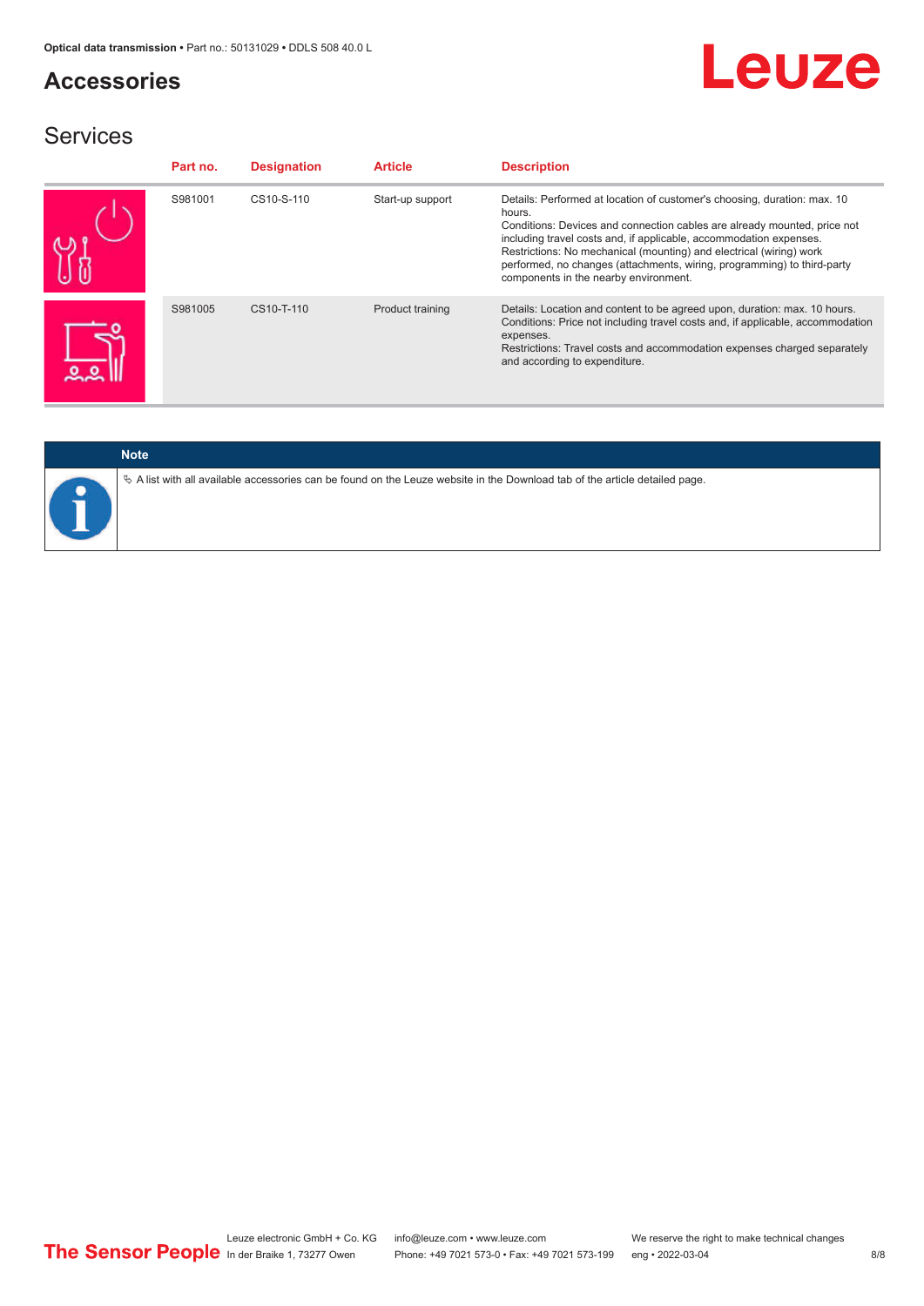## Accessories

### Services

| | Part no. | Designation | Article | Description |
|---|---|---|---|---|
| | S981001 | CS10-S-110 | Start-up support | Details: Performed at location of customer's choosing, duration: max. 10 hours. Conditions: Devices and connection cables are already mounted, price not including travel costs and, if applicable, accommodation expenses. Restrictions: No mechanical (mounting) and electrical (wiring) work performed, no changes (attachments, wiring, programming) to third-party components in the nearby environment. |
| | S981005 | CS10-T-110 | Product training | Details: Location and content to be agreed upon, duration: max. 10 hours. Conditions: Price not including travel costs and, if applicable, accommodation expenses. Restrictions: Travel costs and accommodation expenses charged separately and according to expenditure. |

**Note**

↳ A list with all available accessories can be found on the Leuze website in the Download tab of the article detailed page.